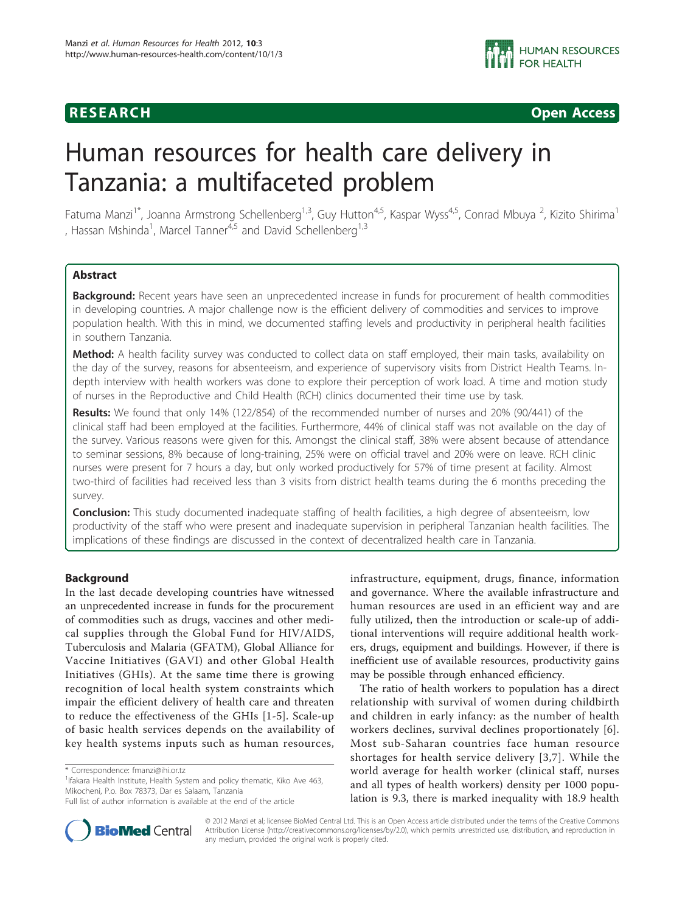RESEARCH Open Access

# Human resources for health care delivery in Tanzania: a multifaceted problem

Fatuma Manzi[1*], Joanna Armstrong Schellenberg[1,3], Guy Hutton[4,5], Kaspar Wyss[4,5], Conrad Mbuya[2], Kizito Shirima[1], Hassan Mshinda[1], Marcel Tanner[4,5] and David Schellenberg[1,3]

## Abstract

**Background:** Recent years have seen an unprecedented increase in funds for procurement of health commodities in developing countries. A major challenge now is the efficient delivery of commodities and services to improve population health. With this in mind, we documented staffing levels and productivity in peripheral health facilities in southern Tanzania.

**Method:** A health facility survey was conducted to collect data on staff employed, their main tasks, availability on the day of the survey, reasons for absenteeism, and experience of supervisory visits from District Health Teams. In-depth interview with health workers was done to explore their perception of work load. A time and motion study of nurses in the Reproductive and Child Health (RCH) clinics documented their time use by task.

**Results:** We found that only 14% (122/854) of the recommended number of nurses and 20% (90/441) of the clinical staff had been employed at the facilities. Furthermore, 44% of clinical staff was not available on the day of the survey. Various reasons were given for this. Amongst the clinical staff, 38% were absent because of attendance to seminar sessions, 8% because of long-training, 25% were on official travel and 20% were on leave. RCH clinic nurses were present for 7 hours a day, but only worked productively for 57% of time present at facility. Almost two-third of facilities had received less than 3 visits from district health teams during the 6 months preceding the survey.

**Conclusion:** This study documented inadequate staffing of health facilities, a high degree of absenteeism, low productivity of the staff who were present and inadequate supervision in peripheral Tanzanian health facilities. The implications of these findings are discussed in the context of decentralized health care in Tanzania.

## Background

In the last decade developing countries have witnessed an unprecedented increase in funds for the procurement of commodities such as drugs, vaccines and other medical supplies through the Global Fund for HIV/AIDS, Tuberculosis and Malaria (GFATM), Global Alliance for Vaccine Initiatives (GAVI) and other Global Health Initiatives (GHIs). At the same time there is growing recognition of local health system constraints which impair the efficient delivery of health care and threaten to reduce the effectiveness of the GHIs [1-5]. Scale-up of basic health services depends on the availability of key health systems inputs such as human resources, infrastructure, equipment, drugs, finance, information and governance. Where the available infrastructure and human resources are used in an efficient way and are fully utilized, then the introduction or scale-up of additional interventions will require additional health workers, drugs, equipment and buildings. However, if there is inefficient use of available resources, productivity gains may be possible through enhanced efficiency.

The ratio of health workers to population has a direct relationship with survival of women during childbirth and children in early infancy: as the number of health workers declines, survival declines proportionately [6]. Most sub-Saharan countries face human resource shortages for health service delivery [3,7]. While the world average for health worker (clinical staff, nurses and all types of health workers) density per 1000 population is 9.3, there is marked inequality with 18.9 health

\* Correspondence: fmanzi@ihi.or.tz

[1]Ifakara Health Institute, Health System and policy thematic, Kiko Ave 463, Mikocheni, P.o. Box 78373, Dar es Salaam, Tanzania

Full list of author information is available at the end of the article

© 2012 Manzi et al; licensee BioMed Central Ltd. This is an Open Access article distributed under the terms of the Creative Commons Attribution License (http://creativecommons.org/licenses/by/2.0), which permits unrestricted use, distribution, and reproduction in any medium, provided the original work is properly cited.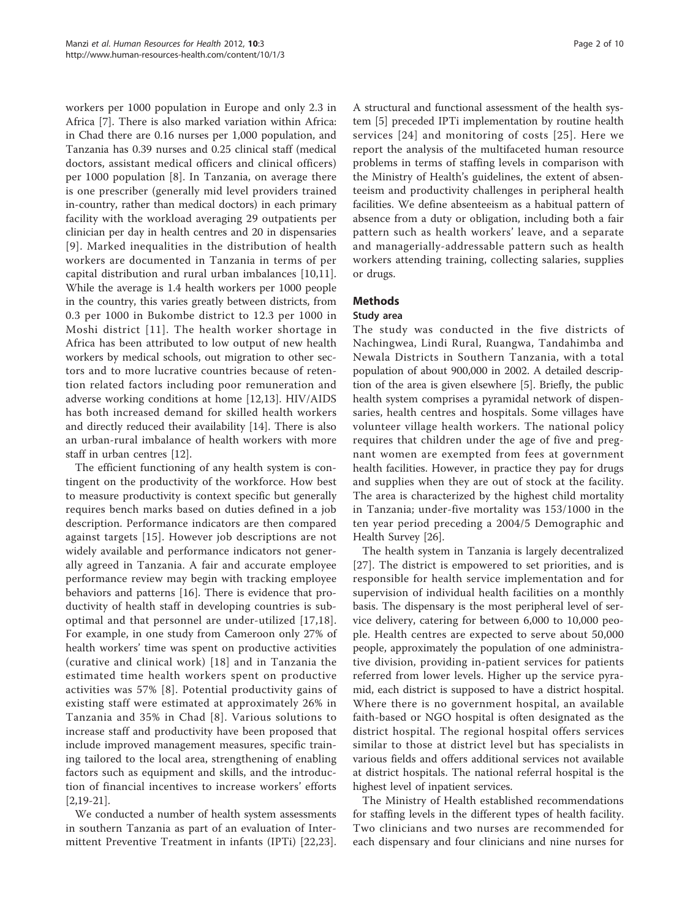workers per 1000 population in Europe and only 2.3 in Africa [7]. There is also marked variation within Africa: in Chad there are 0.16 nurses per 1,000 population, and Tanzania has 0.39 nurses and 0.25 clinical staff (medical doctors, assistant medical officers and clinical officers) per 1000 population [8]. In Tanzania, on average there is one prescriber (generally mid level providers trained in-country, rather than medical doctors) in each primary facility with the workload averaging 29 outpatients per clinician per day in health centres and 20 in dispensaries [9]. Marked inequalities in the distribution of health workers are documented in Tanzania in terms of per capital distribution and rural urban imbalances [10,11]. While the average is 1.4 health workers per 1000 people in the country, this varies greatly between districts, from 0.3 per 1000 in Bukombe district to 12.3 per 1000 in Moshi district [11]. The health worker shortage in Africa has been attributed to low output of new health workers by medical schools, out migration to other sectors and to more lucrative countries because of retention related factors including poor remuneration and adverse working conditions at home [12,13]. HIV/AIDS has both increased demand for skilled health workers and directly reduced their availability [14]. There is also an urban-rural imbalance of health workers with more staff in urban centres [12].

The efficient functioning of any health system is contingent on the productivity of the workforce. How best to measure productivity is context specific but generally requires bench marks based on duties defined in a job description. Performance indicators are then compared against targets [15]. However job descriptions are not widely available and performance indicators not generally agreed in Tanzania. A fair and accurate employee performance review may begin with tracking employee behaviors and patterns [16]. There is evidence that productivity of health staff in developing countries is suboptimal and that personnel are under-utilized [17,18]. For example, in one study from Cameroon only 27% of health workers' time was spent on productive activities (curative and clinical work) [18] and in Tanzania the estimated time health workers spent on productive activities was 57% [8]. Potential productivity gains of existing staff were estimated at approximately 26% in Tanzania and 35% in Chad [8]. Various solutions to increase staff and productivity have been proposed that include improved management measures, specific training tailored to the local area, strengthening of enabling factors such as equipment and skills, and the introduction of financial incentives to increase workers' efforts [2,19-21].

We conducted a number of health system assessments in southern Tanzania as part of an evaluation of Intermittent Preventive Treatment in infants (IPTi) [22,23]. A structural and functional assessment of the health system [5] preceded IPTi implementation by routine health services [24] and monitoring of costs [25]. Here we report the analysis of the multifaceted human resource problems in terms of staffing levels in comparison with the Ministry of Health's guidelines, the extent of absenteeism and productivity challenges in peripheral health facilities. We define absenteeism as a habitual pattern of absence from a duty or obligation, including both a fair pattern such as health workers' leave, and a separate and managerially-addressable pattern such as health workers attending training, collecting salaries, supplies or drugs.

## Methods

### Study area

The study was conducted in the five districts of Nachingwea, Lindi Rural, Ruangwa, Tandahimba and Newala Districts in Southern Tanzania, with a total population of about 900,000 in 2002. A detailed description of the area is given elsewhere [5]. Briefly, the public health system comprises a pyramidal network of dispensaries, health centres and hospitals. Some villages have volunteer village health workers. The national policy requires that children under the age of five and pregnant women are exempted from fees at government health facilities. However, in practice they pay for drugs and supplies when they are out of stock at the facility. The area is characterized by the highest child mortality in Tanzania; under-five mortality was 153/1000 in the ten year period preceding a 2004/5 Demographic and Health Survey [26].

The health system in Tanzania is largely decentralized [27]. The district is empowered to set priorities, and is responsible for health service implementation and for supervision of individual health facilities on a monthly basis. The dispensary is the most peripheral level of service delivery, catering for between 6,000 to 10,000 people. Health centres are expected to serve about 50,000 people, approximately the population of one administrative division, providing in-patient services for patients referred from lower levels. Higher up the service pyramid, each district is supposed to have a district hospital. Where there is no government hospital, an available faith-based or NGO hospital is often designated as the district hospital. The regional hospital offers services similar to those at district level but has specialists in various fields and offers additional services not available at district hospitals. The national referral hospital is the highest level of inpatient services.

The Ministry of Health established recommendations for staffing levels in the different types of health facility. Two clinicians and two nurses are recommended for each dispensary and four clinicians and nine nurses for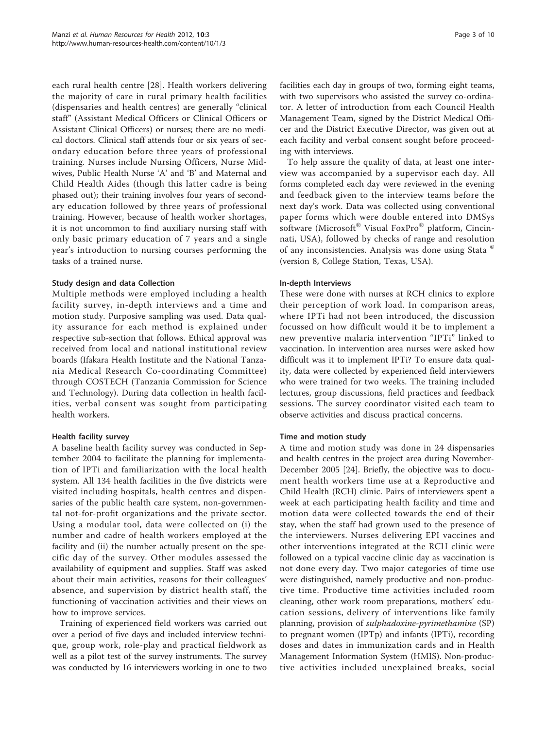each rural health centre [28]. Health workers delivering the majority of care in rural primary health facilities (dispensaries and health centres) are generally "clinical staff" (Assistant Medical Officers or Clinical Officers or Assistant Clinical Officers) or nurses; there are no medical doctors. Clinical staff attends four or six years of secondary education before three years of professional training. Nurses include Nursing Officers, Nurse Midwives, Public Health Nurse 'A' and 'B' and Maternal and Child Health Aides (though this latter cadre is being phased out); their training involves four years of secondary education followed by three years of professional training. However, because of health worker shortages, it is not uncommon to find auxiliary nursing staff with only basic primary education of 7 years and a single year's introduction to nursing courses performing the tasks of a trained nurse.

### Study design and data Collection

Multiple methods were employed including a health facility survey, in-depth interviews and a time and motion study. Purposive sampling was used. Data quality assurance for each method is explained under respective sub-section that follows. Ethical approval was received from local and national institutional review boards (Ifakara Health Institute and the National Tanzania Medical Research Co-coordinating Committee) through COSTECH (Tanzania Commission for Science and Technology). During data collection in health facilities, verbal consent was sought from participating health workers.

### Health facility survey

A baseline health facility survey was conducted in September 2004 to facilitate the planning for implementation of IPTi and familiarization with the local health system. All 134 health facilities in the five districts were visited including hospitals, health centres and dispensaries of the public health care system, non-governmental not-for-profit organizations and the private sector. Using a modular tool, data were collected on (i) the number and cadre of health workers employed at the facility and (ii) the number actually present on the specific day of the survey. Other modules assessed the availability of equipment and supplies. Staff was asked about their main activities, reasons for their colleagues' absence, and supervision by district health staff, the functioning of vaccination activities and their views on how to improve services.

Training of experienced field workers was carried out over a period of five days and included interview technique, group work, role-play and practical fieldwork as well as a pilot test of the survey instruments. The survey was conducted by 16 interviewers working in one to two facilities each day in groups of two, forming eight teams, with two supervisors who assisted the survey co-ordinator. A letter of introduction from each Council Health Management Team, signed by the District Medical Officer and the District Executive Director, was given out at each facility and verbal consent sought before proceeding with interviews.

To help assure the quality of data, at least one interview was accompanied by a supervisor each day. All forms completed each day were reviewed in the evening and feedback given to the interview teams before the next day's work. Data was collected using conventional paper forms which were double entered into DMSys software (Microsoft® Visual FoxPro® platform, Cincinnati, USA), followed by checks of range and resolution of any inconsistencies. Analysis was done using Stata © (version 8, College Station, Texas, USA).

### In-depth Interviews

These were done with nurses at RCH clinics to explore their perception of work load. In comparison areas, where IPTi had not been introduced, the discussion focussed on how difficult would it be to implement a new preventive malaria intervention "IPTi" linked to vaccination. In intervention area nurses were asked how difficult was it to implement IPTi? To ensure data quality, data were collected by experienced field interviewers who were trained for two weeks. The training included lectures, group discussions, field practices and feedback sessions. The survey coordinator visited each team to observe activities and discuss practical concerns.

### Time and motion study

A time and motion study was done in 24 dispensaries and health centres in the project area during November-December 2005 [24]. Briefly, the objective was to document health workers time use at a Reproductive and Child Health (RCH) clinic. Pairs of interviewers spent a week at each participating health facility and time and motion data were collected towards the end of their stay, when the staff had grown used to the presence of the interviewers. Nurses delivering EPI vaccines and other interventions integrated at the RCH clinic were followed on a typical vaccine clinic day as vaccination is not done every day. Two major categories of time use were distinguished, namely productive and non-productive time. Productive time activities included room cleaning, other work room preparations, mothers' education sessions, delivery of interventions like family planning, provision of *sulphadoxine-pyrimethamine* (SP) to pregnant women (IPTp) and infants (IPTi), recording doses and dates in immunization cards and in Health Management Information System (HMIS). Non-productive activities included unexplained breaks, social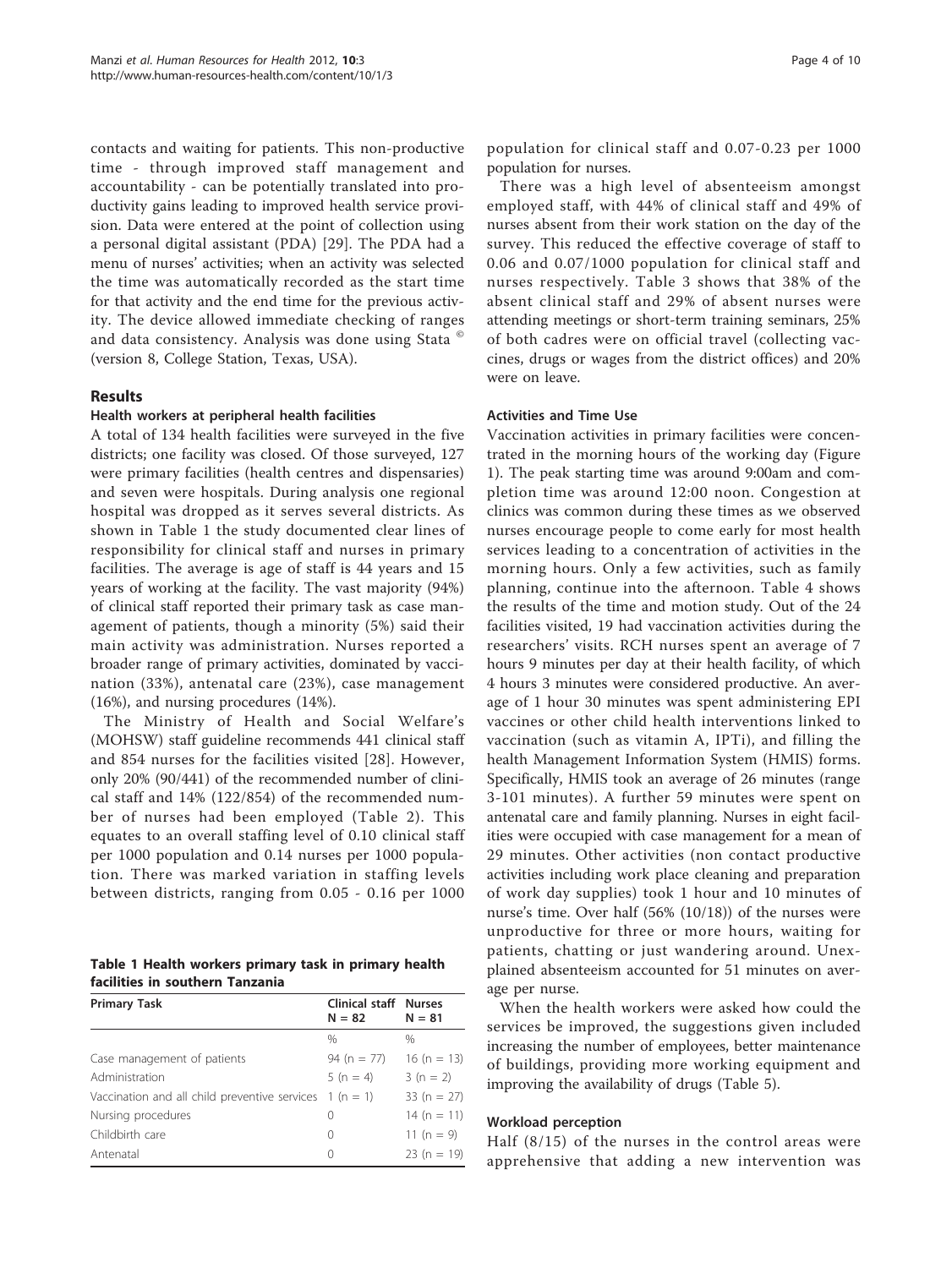contacts and waiting for patients. This non-productive time - through improved staff management and accountability - can be potentially translated into productivity gains leading to improved health service provision. Data were entered at the point of collection using a personal digital assistant (PDA) [29]. The PDA had a menu of nurses' activities; when an activity was selected the time was automatically recorded as the start time for that activity and the end time for the previous activity. The device allowed immediate checking of ranges and data consistency. Analysis was done using Stata © (version 8, College Station, Texas, USA).

## Results

### Health workers at peripheral health facilities

A total of 134 health facilities were surveyed in the five districts; one facility was closed. Of those surveyed, 127 were primary facilities (health centres and dispensaries) and seven were hospitals. During analysis one regional hospital was dropped as it serves several districts. As shown in Table 1 the study documented clear lines of responsibility for clinical staff and nurses in primary facilities. The average is age of staff is 44 years and 15 years of working at the facility. The vast majority (94%) of clinical staff reported their primary task as case management of patients, though a minority (5%) said their main activity was administration. Nurses reported a broader range of primary activities, dominated by vaccination (33%), antenatal care (23%), case management (16%), and nursing procedures (14%).

The Ministry of Health and Social Welfare's (MOHSW) staff guideline recommends 441 clinical staff and 854 nurses for the facilities visited [28]. However, only 20% (90/441) of the recommended number of clinical staff and 14% (122/854) of the recommended number of nurses had been employed (Table 2). This equates to an overall staffing level of 0.10 clinical staff per 1000 population and 0.14 nurses per 1000 population. There was marked variation in staffing levels between districts, ranging from 0.05 - 0.16 per 1000 population for clinical staff and 0.07-0.23 per 1000 population for nurses.

There was a high level of absenteeism amongst employed staff, with 44% of clinical staff and 49% of nurses absent from their work station on the day of the survey. This reduced the effective coverage of staff to 0.06 and 0.07/1000 population for clinical staff and nurses respectively. Table 3 shows that 38% of the absent clinical staff and 29% of absent nurses were attending meetings or short-term training seminars, 25% of both cadres were on official travel (collecting vaccines, drugs or wages from the district offices) and 20% were on leave.

**Table 1 Health workers primary task in primary health facilities in southern Tanzania**

| Primary Task | Clinical staff N = 82 | Nurses N = 81 |
|---|---|---|
| | % | % |
| Case management of patients | 94 (n = 77) | 16 (n = 13) |
| Administration | 5 (n = 4) | 3 (n = 2) |
| Vaccination and all child preventive services | 1 (n = 1) | 33 (n = 27) |
| Nursing procedures | 0 | 14 (n = 11) |
| Childbirth care | 0 | 11 (n = 9) |
| Antenatal | 0 | 23 (n = 19) |

### Activities and Time Use

Vaccination activities in primary facilities were concentrated in the morning hours of the working day (Figure 1). The peak starting time was around 9:00am and completion time was around 12:00 noon. Congestion at clinics was common during these times as we observed nurses encourage people to come early for most health services leading to a concentration of activities in the morning hours. Only a few activities, such as family planning, continue into the afternoon. Table 4 shows the results of the time and motion study. Out of the 24 facilities visited, 19 had vaccination activities during the researchers' visits. RCH nurses spent an average of 7 hours 9 minutes per day at their health facility, of which 4 hours 3 minutes were considered productive. An average of 1 hour 30 minutes was spent administering EPI vaccines or other child health interventions linked to vaccination (such as vitamin A, IPTi), and filling the health Management Information System (HMIS) forms. Specifically, HMIS took an average of 26 minutes (range 3-101 minutes). A further 59 minutes were spent on antenatal care and family planning. Nurses in eight facilities were occupied with case management for a mean of 29 minutes. Other activities (non contact productive activities including work place cleaning and preparation of work day supplies) took 1 hour and 10 minutes of nurse's time. Over half (56% (10/18)) of the nurses were unproductive for three or more hours, waiting for patients, chatting or just wandering around. Unexplained absenteeism accounted for 51 minutes on average per nurse.

When the health workers were asked how could the services be improved, the suggestions given included increasing the number of employees, better maintenance of buildings, providing more working equipment and improving the availability of drugs (Table 5).

### Workload perception

Half (8/15) of the nurses in the control areas were apprehensive that adding a new intervention was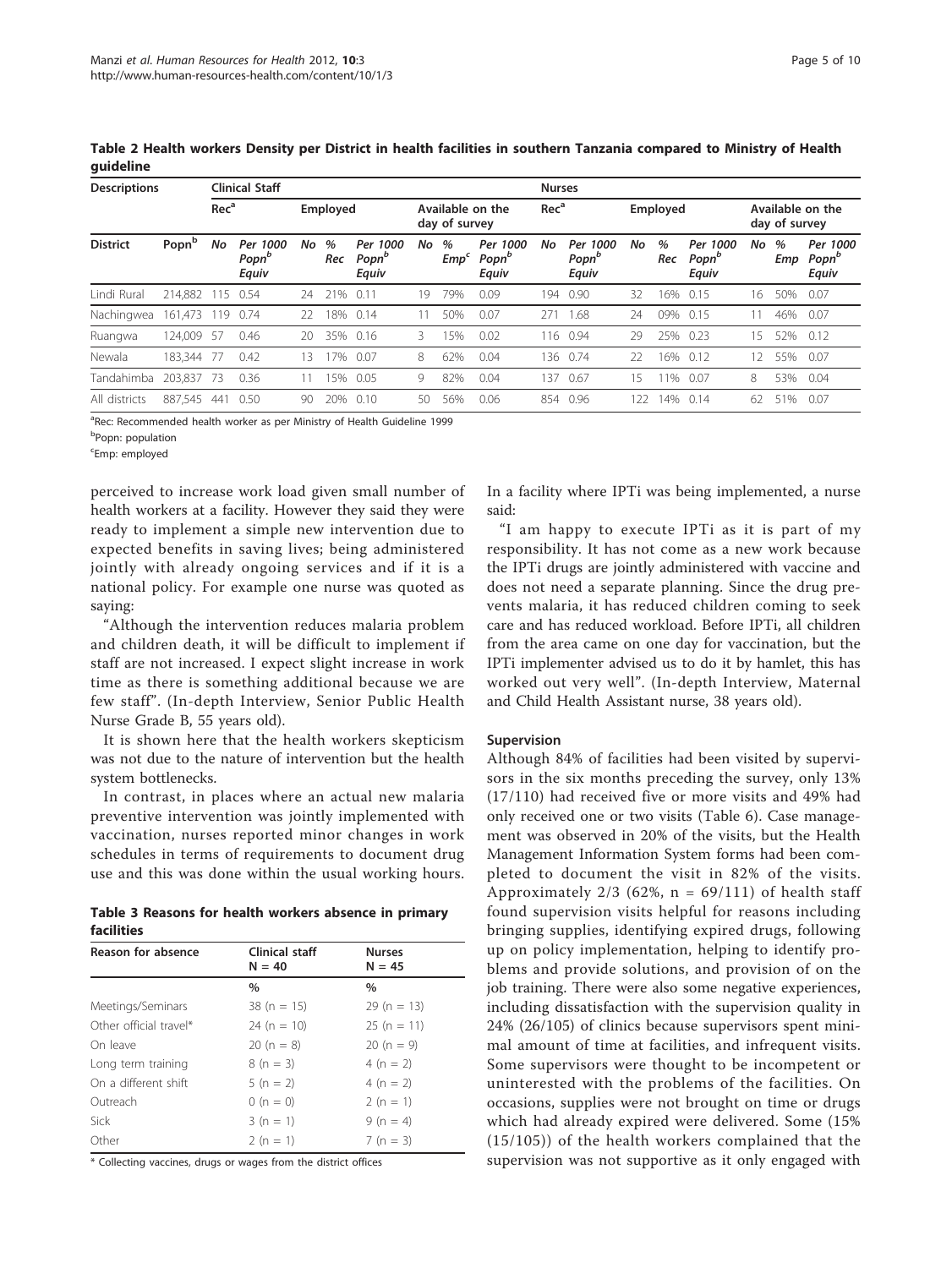**Table 2 Health workers Density per District in health facilities in southern Tanzania compared to Ministry of Health guideline**

| Descriptions | | Clinical Staff | | | | | | | | | Nurses | | | | | | | | |
|---|---|---|---|---|---|---|---|---|---|---|---|---|---|---|---|---|---|---|---|
| | | Rec[a] | | Employed | | | Available on the day of survey | | | | Rec[a] | | Employed | | | Available on the day of survey | | | |
| District | Popn[b] | No | Per 1000 Popn[b] Equiv | No | % Rec | Per 1000 Popn[b] Equiv | No | % Emp[c] | Per 1000 Popn[b] Equiv | | No | Per 1000 Popn[b] Equiv | No | % Rec | Per 1000 Popn[b] Equiv | No | % Emp | Per 1000 Popn[b] Equiv | |
| Lindi Rural | 214,882 | 115 | 0.54 | 24 | 21% | 0.11 | 19 | 79% | 0.09 | | 194 | 0.90 | 32 | 16% | 0.15 | 16 | 50% | 0.07 | |
| Nachingwea | 161,473 | 119 | 0.74 | 22 | 18% | 0.14 | 11 | 50% | 0.07 | | 271 | 1.68 | 24 | 09% | 0.15 | 11 | 46% | 0.07 | |
| Ruangwa | 124,009 | 57 | 0.46 | 20 | 35% | 0.16 | 3 | 15% | 0.02 | | 116 | 0.94 | 29 | 25% | 0.23 | 15 | 52% | 0.12 | |
| Newala | 183,344 | 77 | 0.42 | 13 | 17% | 0.07 | 8 | 62% | 0.04 | | 136 | 0.74 | 22 | 16% | 0.12 | 12 | 55% | 0.07 | |
| Tandahimba | 203,837 | 73 | 0.36 | 11 | 15% | 0.05 | 9 | 82% | 0.04 | | 137 | 0.67 | 15 | 11% | 0.07 | 8 | 53% | 0.04 | |
| All districts | 887,545 | 441 | 0.50 | 90 | 20% | 0.10 | 50 | 56% | 0.06 | | 854 | 0.96 | 122 | 14% | 0.14 | 62 | 51% | 0.07 | |

[a]Rec: Recommended health worker as per Ministry of Health Guideline 1999

[b]Popn: population

[c]Emp: employed

perceived to increase work load given small number of health workers at a facility. However they said they were ready to implement a simple new intervention due to expected benefits in saving lives; being administered jointly with already ongoing services and if it is a national policy. For example one nurse was quoted as saying:

"Although the intervention reduces malaria problem and children death, it will be difficult to implement if staff are not increased. I expect slight increase in work time as there is something additional because we are few staff". (In-depth Interview, Senior Public Health Nurse Grade B, 55 years old).

It is shown here that the health workers skepticism was not due to the nature of intervention but the health system bottlenecks.

In contrast, in places where an actual new malaria preventive intervention was jointly implemented with vaccination, nurses reported minor changes in work schedules in terms of requirements to document drug use and this was done within the usual working hours.

**Table 3 Reasons for health workers absence in primary facilities**

| Reason for absence | Clinical staff N = 40 | Nurses N = 45 |
|---|---|---|
| | % | % |
| Meetings/Seminars | 38 (n = 15) | 29 (n = 13) |
| Other official travel* | 24 (n = 10) | 25 (n = 11) |
| On leave | 20 (n = 8) | 20 (n = 9) |
| Long term training | 8 (n = 3) | 4 (n = 2) |
| On a different shift | 5 (n = 2) | 4 (n = 2) |
| Outreach | 0 (n = 0) | 2 (n = 1) |
| Sick | 3 (n = 1) | 9 (n = 4) |
| Other | 2 (n = 1) | 7 (n = 3) |

* Collecting vaccines, drugs or wages from the district offices

In a facility where IPTi was being implemented, a nurse said:

"I am happy to execute IPTi as it is part of my responsibility. It has not come as a new work because the IPTi drugs are jointly administered with vaccine and does not need a separate planning. Since the drug prevents malaria, it has reduced children coming to seek care and has reduced workload. Before IPTi, all children from the area came on one day for vaccination, but the IPTi implementer advised us to do it by hamlet, this has worked out very well". (In-depth Interview, Maternal and Child Health Assistant nurse, 38 years old).

### Supervision

Although 84% of facilities had been visited by supervisors in the six months preceding the survey, only 13% (17/110) had received five or more visits and 49% had only received one or two visits (Table 6). Case management was observed in 20% of the visits, but the Health Management Information System forms had been completed to document the visit in 82% of the visits. Approximately 2/3 (62%, n = 69/111) of health staff found supervision visits helpful for reasons including bringing supplies, identifying expired drugs, following up on policy implementation, helping to identify problems and provide solutions, and provision of on the job training. There were also some negative experiences, including dissatisfaction with the supervision quality in 24% (26/105) of clinics because supervisors spent minimal amount of time at facilities, and infrequent visits. Some supervisors were thought to be incompetent or uninterested with the problems of the facilities. On occasions, supplies were not brought on time or drugs which had already expired were delivered. Some (15% (15/105)) of the health workers complained that the supervision was not supportive as it only engaged with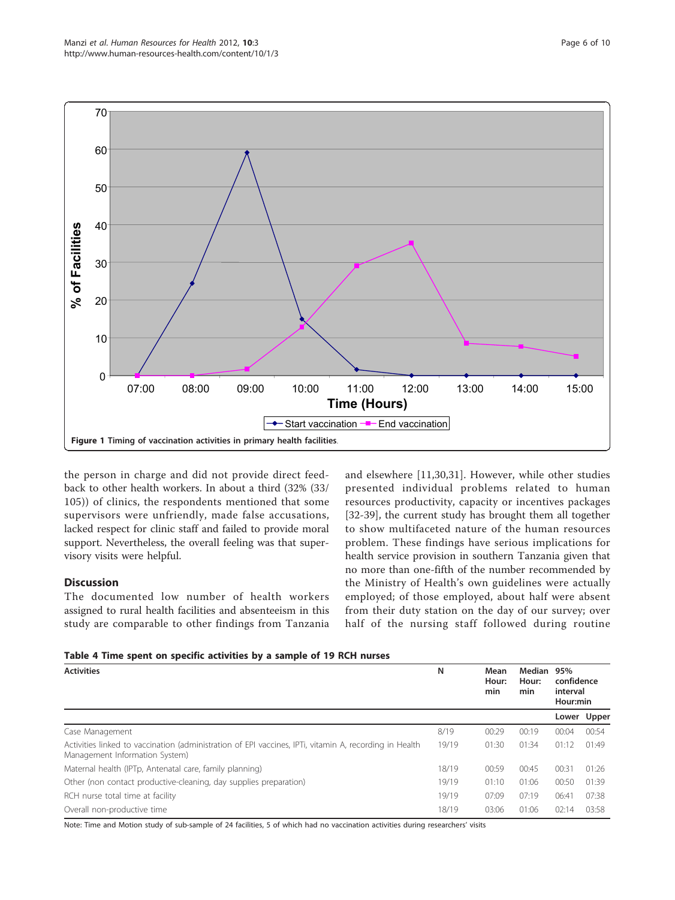70
60
50
40
30
20
10
0

% of Facilities

07:00 08:00 09:00 10:00 11:00 12:00 13:00 14:00 15:00

Time (Hours)

Start vaccination — End vaccination

**Figure 1 Timing of vaccination activities in primary health facilities**.

the person in charge and did not provide direct feedback to other health workers. In about a third (32% (33/105)) of clinics, the respondents mentioned that some supervisors were unfriendly, made false accusations, lacked respect for clinic staff and failed to provide moral support. Nevertheless, the overall feeling was that supervisory visits were helpful.

## Discussion

The documented low number of health workers assigned to rural health facilities and absenteeism in this study are comparable to other findings from Tanzania and elsewhere [11,30,31]. However, while other studies presented individual problems related to human resources productivity, capacity or incentives packages [32-39], the current study has brought them all together to show multifaceted nature of the human resources problem. These findings have serious implications for health service provision in southern Tanzania given that no more than one-fifth of the number recommended by the Ministry of Health's own guidelines were actually employed; of those employed, about half were absent from their duty station on the day of our survey; over half of the nursing staff followed during routine

**Table 4 Time spent on specific activities by a sample of 19 RCH nurses**

| Activities | N | Mean Hour: min | Median Hour: min | 95% confidence interval Hour:min | |
|---|---|---|---|---|---|
| | | | | Lower | Upper |
| Case Management | 8/19 | 00:29 | 00:19 | 00:04 | 00:54 |
| Activities linked to vaccination (administration of EPI vaccines, IPTi, vitamin A, recording in Health Management Information System) | 19/19 | 01:30 | 01:34 | 01:12 | 01:49 |
| Maternal health (IPTp, Antenatal care, family planning) | 18/19 | 00:59 | 00:45 | 00:31 | 01:26 |
| Other (non contact productive-cleaning, day supplies preparation) | 19/19 | 01:10 | 01:06 | 00:50 | 01:39 |
| RCH nurse total time at facility | 19/19 | 07:09 | 07:19 | 06:41 | 07:38 |
| Overall non-productive time | 18/19 | 03:06 | 01:06 | 02:14 | 03:58 |

Note: Time and Motion study of sub-sample of 24 facilities, 5 of which had no vaccination activities during researchers' visits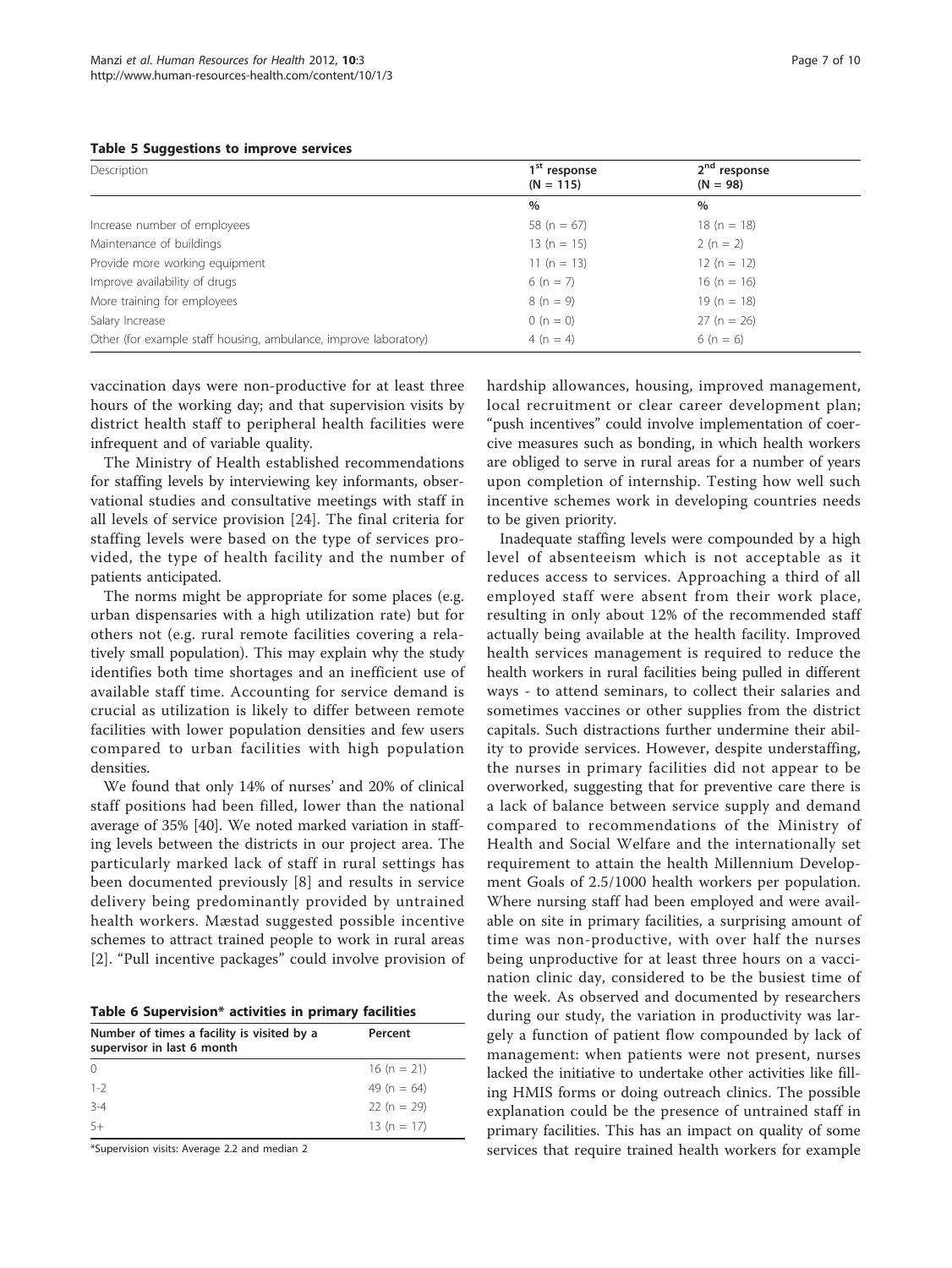**Table 5 Suggestions to improve services**

| Description | 1st response (N = 115) | 2nd response (N = 98) |
|---|---|---|
| | % | % |
| Increase number of employees | 58 (n = 67) | 18 (n = 18) |
| Maintenance of buildings | 13 (n = 15) | 2 (n = 2) |
| Provide more working equipment | 11 (n = 13) | 12 (n = 12) |
| Improve availability of drugs | 6 (n = 7) | 16 (n = 16) |
| More training for employees | 8 (n = 9) | 19 (n = 18) |
| Salary Increase | 0 (n = 0) | 27 (n = 26) |
| Other (for example staff housing, ambulance, improve laboratory) | 4 (n = 4) | 6 (n = 6) |

vaccination days were non-productive for at least three hours of the working day; and that supervision visits by district health staff to peripheral health facilities were infrequent and of variable quality.

The Ministry of Health established recommendations for staffing levels by interviewing key informants, observational studies and consultative meetings with staff in all levels of service provision [24]. The final criteria for staffing levels were based on the type of services provided, the type of health facility and the number of patients anticipated.

The norms might be appropriate for some places (e.g. urban dispensaries with a high utilization rate) but for others not (e.g. rural remote facilities covering a relatively small population). This may explain why the study identifies both time shortages and an inefficient use of available staff time. Accounting for service demand is crucial as utilization is likely to differ between remote facilities with lower population densities and few users compared to urban facilities with high population densities.

We found that only 14% of nurses' and 20% of clinical staff positions had been filled, lower than the national average of 35% [40]. We noted marked variation in staffing levels between the districts in our project area. The particularly marked lack of staff in rural settings has been documented previously [8] and results in service delivery being predominantly provided by untrained health workers. Mæstad suggested possible incentive schemes to attract trained people to work in rural areas [2]. "Pull incentive packages" could involve provision of hardship allowances, housing, improved management, local recruitment or clear career development plan; "push incentives" could involve implementation of coercive measures such as bonding, in which health workers are obliged to serve in rural areas for a number of years upon completion of internship. Testing how well such incentive schemes work in developing countries needs to be given priority.

**Table 6 Supervision* activities in primary facilities**

| Number of times a facility is visited by a supervisor in last 6 month | Percent |
|---|---|
| 0 | 16 (n = 21) |
| 1-2 | 49 (n = 64) |
| 3-4 | 22 (n = 29) |
| 5+ | 13 (n = 17) |

*Supervision visits: Average 2.2 and median 2

Inadequate staffing levels were compounded by a high level of absenteeism which is not acceptable as it reduces access to services. Approaching a third of all employed staff were absent from their work place, resulting in only about 12% of the recommended staff actually being available at the health facility. Improved health services management is required to reduce the health workers in rural facilities being pulled in different ways - to attend seminars, to collect their salaries and sometimes vaccines or other supplies from the district capitals. Such distractions further undermine their ability to provide services. However, despite understaffing, the nurses in primary facilities did not appear to be overworked, suggesting that for preventive care there is a lack of balance between service supply and demand compared to recommendations of the Ministry of Health and Social Welfare and the internationally set requirement to attain the health Millennium Development Goals of 2.5/1000 health workers per population. Where nursing staff had been employed and were available on site in primary facilities, a surprising amount of time was non-productive, with over half the nurses being unproductive for at least three hours on a vaccination clinic day, considered to be the busiest time of the week. As observed and documented by researchers during our study, the variation in productivity was largely a function of patient flow compounded by lack of management: when patients were not present, nurses lacked the initiative to undertake other activities like filling HMIS forms or doing outreach clinics. The possible explanation could be the presence of untrained staff in primary facilities. This has an impact on quality of some services that require trained health workers for example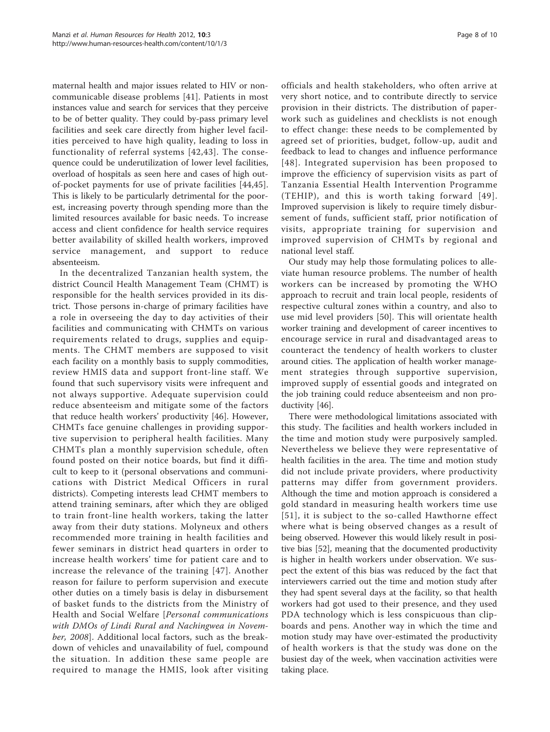maternal health and major issues related to HIV or non-communicable disease problems [41]. Patients in most instances value and search for services that they perceive to be of better quality. They could by-pass primary level facilities and seek care directly from higher level facilities perceived to have high quality, leading to loss in functionality of referral systems [42,43]. The consequence could be underutilization of lower level facilities, overload of hospitals as seen here and cases of high out-of-pocket payments for use of private facilities [44,45]. This is likely to be particularly detrimental for the poorest, increasing poverty through spending more than the limited resources available for basic needs. To increase access and client confidence for health service requires better availability of skilled health workers, improved service management, and support to reduce absenteeism.

In the decentralized Tanzanian health system, the district Council Health Management Team (CHMT) is responsible for the health services provided in its district. Those persons in-charge of primary facilities have a role in overseeing the day to day activities of their facilities and communicating with CHMTs on various requirements related to drugs, supplies and equipments. The CHMT members are supposed to visit each facility on a monthly basis to supply commodities, review HMIS data and support front-line staff. We found that such supervisory visits were infrequent and not always supportive. Adequate supervision could reduce absenteeism and mitigate some of the factors that reduce health workers' productivity [46]. However, CHMTs face genuine challenges in providing supportive supervision to peripheral health facilities. Many CHMTs plan a monthly supervision schedule, often found posted on their notice boards, but find it difficult to keep to it (personal observations and communications with District Medical Officers in rural districts). Competing interests lead CHMT members to attend training seminars, after which they are obliged to train front-line health workers, taking the latter away from their duty stations. Molyneux and others recommended more training in health facilities and fewer seminars in district head quarters in order to increase health workers' time for patient care and to increase the relevance of the training [47]. Another reason for failure to perform supervision and execute other duties on a timely basis is delay in disbursement of basket funds to the districts from the Ministry of Health and Social Welfare [*Personal communications with DMOs of Lindi Rural and Nachingwea in November, 2008*]. Additional local factors, such as the breakdown of vehicles and unavailability of fuel, compound the situation. In addition these same people are required to manage the HMIS, look after visiting officials and health stakeholders, who often arrive at very short notice, and to contribute directly to service provision in their districts. The distribution of paperwork such as guidelines and checklists is not enough to effect change: these needs to be complemented by agreed set of priorities, budget, follow-up, audit and feedback to lead to changes and influence performance [48]. Integrated supervision has been proposed to improve the efficiency of supervision visits as part of Tanzania Essential Health Intervention Programme (TEHIP), and this is worth taking forward [49]. Improved supervision is likely to require timely disbursement of funds, sufficient staff, prior notification of visits, appropriate training for supervision and improved supervision of CHMTs by regional and national level staff.

Our study may help those formulating polices to alleviate human resource problems. The number of health workers can be increased by promoting the WHO approach to recruit and train local people, residents of respective cultural zones within a country, and also to use mid level providers [50]. This will orientate health worker training and development of career incentives to encourage service in rural and disadvantaged areas to counteract the tendency of health workers to cluster around cities. The application of health worker management strategies through supportive supervision, improved supply of essential goods and integrated on the job training could reduce absenteeism and non productivity [46].

There were methodological limitations associated with this study. The facilities and health workers included in the time and motion study were purposively sampled. Nevertheless we believe they were representative of health facilities in the area. The time and motion study did not include private providers, where productivity patterns may differ from government providers. Although the time and motion approach is considered a gold standard in measuring health workers time use [51], it is subject to the so-called Hawthorne effect where what is being observed changes as a result of being observed. However this would likely result in positive bias [52], meaning that the documented productivity is higher in health workers under observation. We suspect the extent of this bias was reduced by the fact that interviewers carried out the time and motion study after they had spent several days at the facility, so that health workers had got used to their presence, and they used PDA technology which is less conspicuous than clipboards and pens. Another way in which the time and motion study may have over-estimated the productivity of health workers is that the study was done on the busiest day of the week, when vaccination activities were taking place.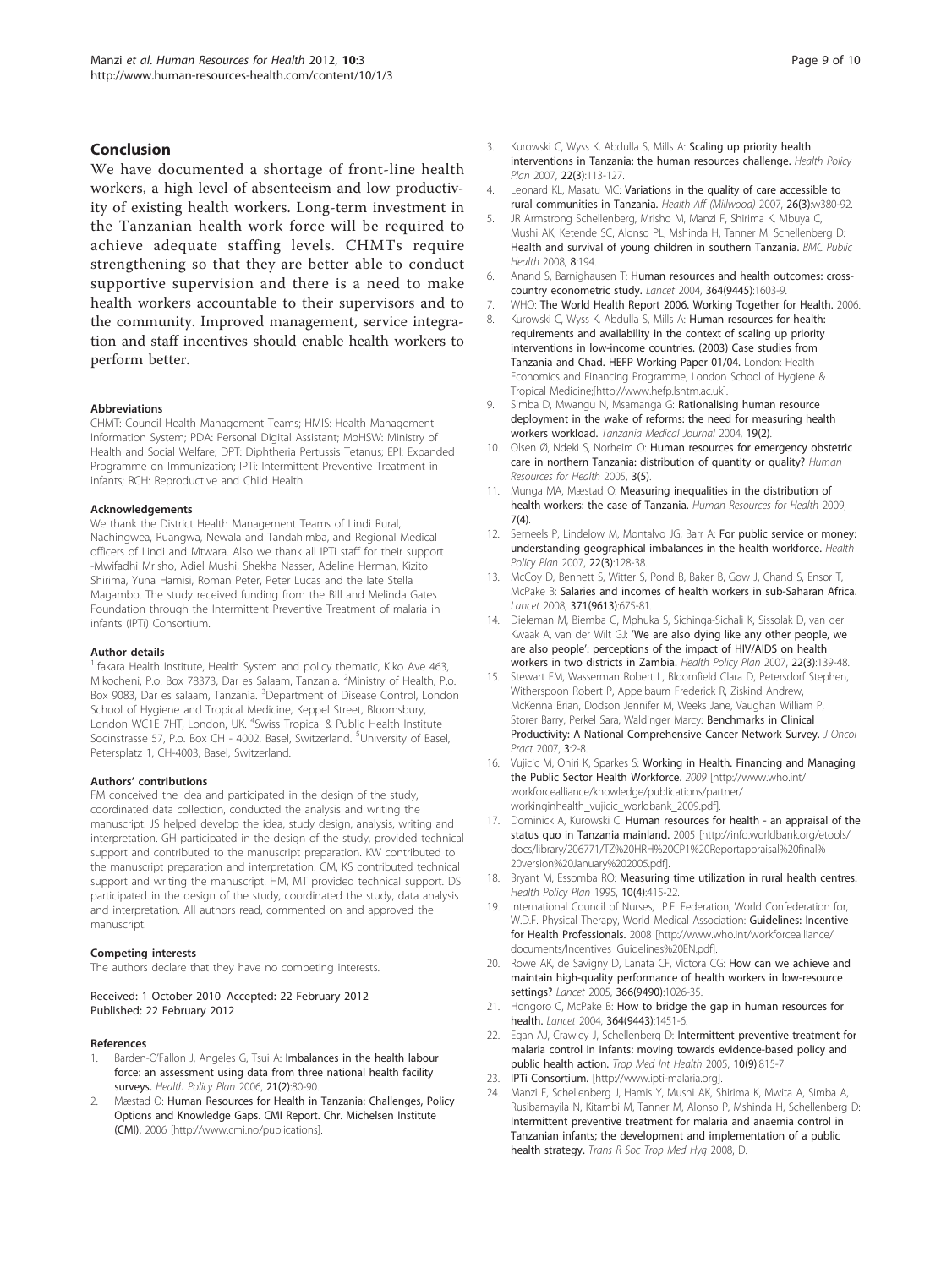## Conclusion

We have documented a shortage of front-line health workers, a high level of absenteeism and low productivity of existing health workers. Long-term investment in the Tanzanian health work force will be required to achieve adequate staffing levels. CHMTs require strengthening so that they are better able to conduct supportive supervision and there is a need to make health workers accountable to their supervisors and to the community. Improved management, service integration and staff incentives should enable health workers to perform better.

#### Abbreviations

CHMT: Council Health Management Teams; HMIS: Health Management Information System; PDA: Personal Digital Assistant; MoHSW: Ministry of Health and Social Welfare; DPT: Diphtheria Pertussis Tetanus; EPI: Expanded Programme on Immunization; IPTi: Intermittent Preventive Treatment in infants; RCH: Reproductive and Child Health.

#### Acknowledgements

We thank the District Health Management Teams of Lindi Rural, Nachingwea, Ruangwa, Newala and Tandahimba, and Regional Medical officers of Lindi and Mtwara. Also we thank all IPTi staff for their support -Mwifadhi Mrisho, Adiel Mushi, Shekha Nasser, Adeline Herman, Kizito Shirima, Yuna Hamisi, Roman Peter, Peter Lucas and the late Stella Magambo. The study received funding from the Bill and Melinda Gates Foundation through the Intermittent Preventive Treatment of malaria in infants (IPTi) Consortium.

#### Author details

[1]Ifakara Health Institute, Health System and policy thematic, Kiko Ave 463, Mikocheni, P.o. Box 78373, Dar es Salaam, Tanzania. [2]Ministry of Health, P.o. Box 9083, Dar es salaam, Tanzania. [3]Department of Disease Control, London School of Hygiene and Tropical Medicine, Keppel Street, Bloomsbury, London WC1E 7HT, London, UK. [4]Swiss Tropical & Public Health Institute Socinstrasse 57, P.o. Box CH - 4002, Basel, Switzerland. [5]University of Basel, Petersplatz 1, CH-4003, Basel, Switzerland.

#### Authors' contributions

FM conceived the idea and participated in the design of the study, coordinated data collection, conducted the analysis and writing the manuscript. JS helped develop the idea, study design, analysis, writing and interpretation. GH participated in the design of the study, provided technical support and contributed to the manuscript preparation. KW contributed to the manuscript preparation and interpretation. CM, KS contributed technical support and writing the manuscript. HM, MT provided technical support. DS participated in the design of the study, coordinated the study, data analysis and interpretation. All authors read, commented on and approved the manuscript.

#### Competing interests

The authors declare that they have no competing interests.

Received: 1 October 2010 Accepted: 22 February 2012
Published: 22 February 2012

#### References

1. Barden-O'Fallon J, Angeles G, Tsui A: **Imbalances in the health labour force: an assessment using data from three national health facility surveys.** *Health Policy Plan* 2006, **21(2)**:80-90.
2. Mæstad O: **Human Resources for Health in Tanzania: Challenges, Policy Options and Knowledge Gaps. CMI Report. Chr. Michelsen Institute (CMI).** 2006 [http://www.cmi.no/publications].
3. Kurowski C, Wyss K, Abdulla S, Mills A: **Scaling up priority health interventions in Tanzania: the human resources challenge.** *Health Policy Plan* 2007, **22(3)**:113-127.
4. Leonard KL, Masatu MC: **Variations in the quality of care accessible to rural communities in Tanzania.** *Health Aff (Millwood)* 2007, **26(3)**:w380-92.
5. JR Armstrong Schellenberg, Mrisho M, Manzi F, Shirima K, Mbuya C, Mushi AK, Ketende SC, Alonso PL, Mshinda H, Tanner M, Schellenberg D: **Health and survival of young children in southern Tanzania.** *BMC Public Health* 2008, **8**:194.
6. Anand S, Barnighausen T: **Human resources and health outcomes: cross-country econometric study.** *Lancet* 2004, **364(9445)**:1603-9.
7. WHO: **The World Health Report 2006. Working Together for Health.** 2006.
8. Kurowski C, Wyss K, Abdulla S, Mills A: **Human resources for health: requirements and availability in the context of scaling up priority interventions in low-income countries. (2003) Case studies from Tanzania and Chad. HEFP Working Paper 01/04.** London: Health Economics and Financing Programme, London School of Hygiene & Tropical Medicine;[http://www.hefp.lshtm.ac.uk].
9. Simba D, Mwangu N, Msamanga G: **Rationalising human resource deployment in the wake of reforms: the need for measuring health workers workload.** *Tanzania Medical Journal* 2004, 19(2).
10. Olsen Ø, Ndeki S, Norheim O: **Human resources for emergency obstetric care in northern Tanzania: distribution of quantity or quality?** *Human Resources for Health* 2005, **3(5)**.
11. Munga MA, Mæstad O: **Measuring inequalities in the distribution of health workers: the case of Tanzania.** *Human Resources for Health* 2009, **7(4)**.
12. Serneels P, Lindelow M, Montalvo JG, Barr A: **For public service or money: understanding geographical imbalances in the health workforce.** *Health Policy Plan* 2007, **22(3)**:128-38.
13. McCoy D, Bennett S, Witter S, Pond B, Baker B, Gow J, Chand S, Ensor T, McPake B: **Salaries and incomes of health workers in sub-Saharan Africa.** *Lancet* 2008, **371(9613)**:675-81.
14. Dieleman M, Biemba G, Mphuka S, Sichinga-Sichali K, Sissolak D, van der Kwaak A, van der Wilt GJ: **'We are also dying like any other people, we are also people': perceptions of the impact of HIV/AIDS on health workers in two districts in Zambia.** *Health Policy Plan* 2007, **22(3)**:139-48.
15. Stewart FM, Wasserman Robert L, Bloomfield Clara D, Petersdorf Stephen, Witherspoon Robert P, Appelbaum Frederick R, Ziskind Andrew, McKenna Brian, Dodson Jennifer M, Weeks Jane, Vaughan William P, Storer Barry, Perkel Sara, Waldinger Marcy: **Benchmarks in Clinical Productivity: A National Comprehensive Cancer Network Survey.** *J Oncol Pract* 2007, **3**:2-8.
16. Vujicic M, Ohiri K, Sparkes S: **Working in Health. Financing and Managing the Public Sector Health Workforce.** *2009* [http://www.who.int/workforcealliance/knowledge/publications/partner/workinginhealth_vujicic_worldbank_2009.pdf].
17. Dominick A, Kurowski C: **Human resources for health - an appraisal of the status quo in Tanzania mainland.** 2005 [http://info.worldbank.org/etools/docs/library/206771/TZ%20HRH%20CP1%20Reportappraisal%20final%20version%20January%202005.pdf].
18. Bryant M, Essomba RO: **Measuring time utilization in rural health centres.** *Health Policy Plan* 1995, **10(4)**:415-22.
19. International Council of Nurses, I.P.F. Federation, World Confederation for, W.D.F. Physical Therapy, World Medical Association: **Guidelines: Incentive for Health Professionals.** 2008 [http://www.who.int/workforcealliance/documents/Incentives_Guidelines%20EN.pdf].
20. Rowe AK, de Savigny D, Lanata CF, Victora CG: **How can we achieve and maintain high-quality performance of health workers in low-resource settings?** *Lancet* 2005, **366(9490)**:1026-35.
21. Hongoro C, McPake B: **How to bridge the gap in human resources for health.** *Lancet* 2004, **364(9443)**:1451-6.
22. Egan AJ, Crawley J, Schellenberg D: **Intermittent preventive treatment for malaria control in infants: moving towards evidence-based policy and public health action.** *Trop Med Int Health* 2005, **10(9)**:815-7.
23. **IPTi Consortium.** [http://www.ipti-malaria.org].
24. Manzi F, Schellenberg J, Hamis Y, Mushi AK, Shirima K, Mwita A, Simba A, Rusibamayila N, Kitambi M, Tanner M, Alonso P, Mshinda H, Schellenberg D: **Intermittent preventive treatment for malaria and anaemia control in Tanzanian infants; the development and implementation of a public health strategy.** *Trans R Soc Trop Med Hyg* 2008, D.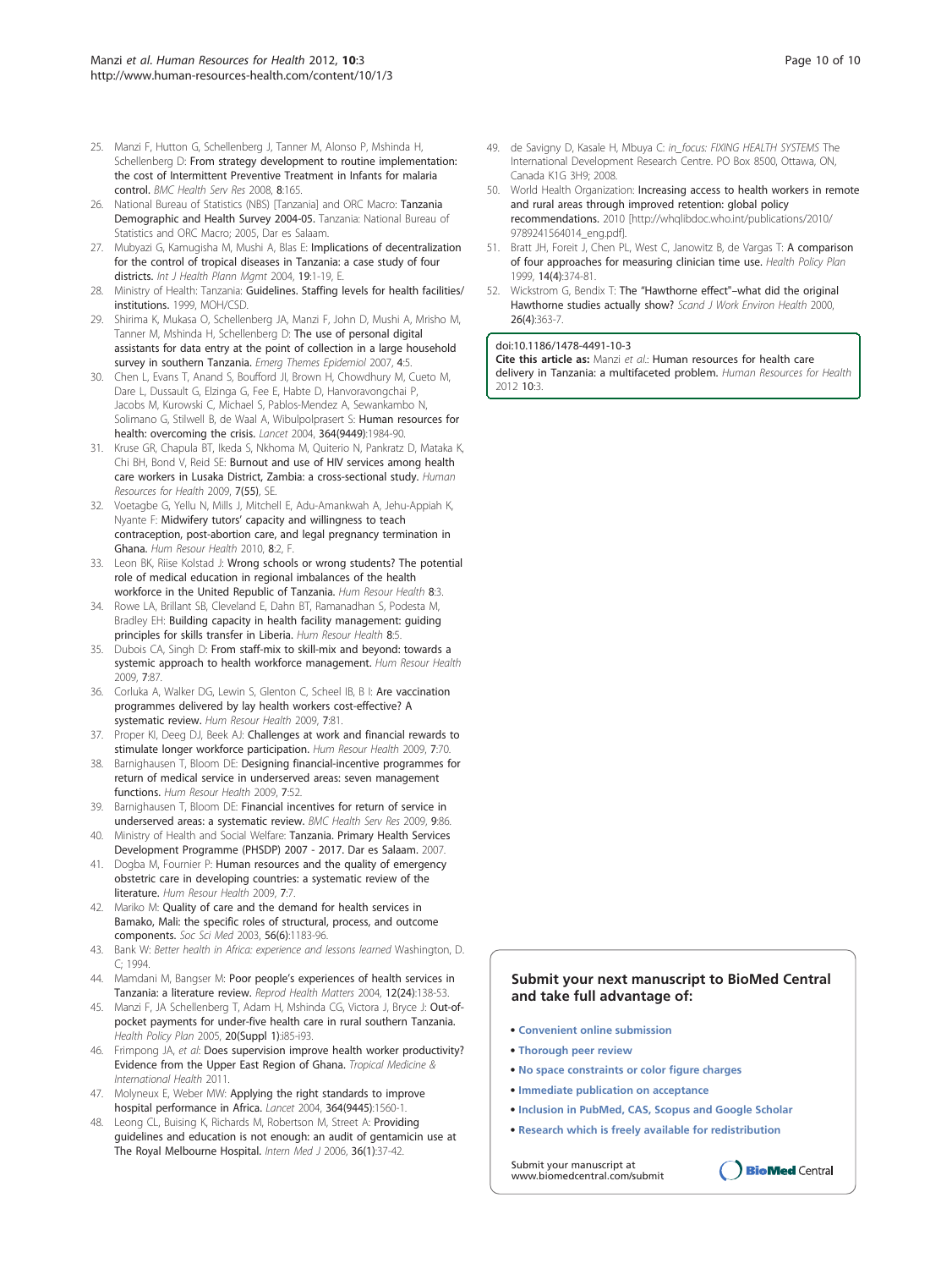25. Manzi F, Hutton G, Schellenberg J, Tanner M, Alonso P, Mshinda H, Schellenberg D: **From strategy development to routine implementation: the cost of Intermittent Preventive Treatment in Infants for malaria control.** *BMC Health Serv Res* 2008, **8**:165.
26. National Bureau of Statistics (NBS) [Tanzania] and ORC Macro: **Tanzania Demographic and Health Survey 2004-05.** Tanzania: National Bureau of Statistics and ORC Macro; 2005, Dar es Salaam.
27. Mubyazi G, Kamugisha M, Mushi A, Blas E: **Implications of decentralization for the control of tropical diseases in Tanzania: a case study of four districts.** *Int J Health Plann Mgmt* 2004, **19**:1-19, E.
28. Ministry of Health: Tanzania: **Guidelines. Staffing levels for health facilities/ institutions.** 1999, MOH/CSD.
29. Shirima K, Mukasa O, Schellenberg JA, Manzi F, John D, Mushi A, Mrisho M, Tanner M, Mshinda H, Schellenberg D: **The use of personal digital assistants for data entry at the point of collection in a large household survey in southern Tanzania.** *Emerg Themes Epidemiol* 2007, **4**:5.
30. Chen L, Evans T, Anand S, Boufford JI, Brown H, Chowdhury M, Cueto M, Dare L, Dussault G, Elzinga G, Fee E, Habte D, Hanvoravongchai P, Jacobs M, Kurowski C, Michael S, Pablos-Mendez A, Sewankambo N, Solimano G, Stilwell B, de Waal A, Wibulpolprasert S: **Human resources for health: overcoming the crisis.** *Lancet* 2004, **364(9449)**:1984-90.
31. Kruse GR, Chapula BT, Ikeda S, Nkhoma M, Quiterio N, Pankratz D, Mataka K, Chi BH, Bond V, Reid SE: **Burnout and use of HIV services among health care workers in Lusaka District, Zambia: a cross-sectional study.** *Human Resources for Health* 2009, **7(55)**, SE.
32. Voetagbe G, Yellu N, Mills J, Mitchell E, Adu-Amankwah A, Jehu-Appiah K, Nyante F: **Midwifery tutors' capacity and willingness to teach contraception, post-abortion care, and legal pregnancy termination in Ghana.** *Hum Resour Health* 2010, **8**:2, F.
33. Leon BK, Riise Kolstad J: **Wrong schools or wrong students? The potential role of medical education in regional imbalances of the health workforce in the United Republic of Tanzania.** *Hum Resour Health* **8**:3.
34. Rowe LA, Brillant SB, Cleveland E, Dahn BT, Ramanadhan S, Podesta M, Bradley EH: **Building capacity in health facility management: guiding principles for skills transfer in Liberia.** *Hum Resour Health* **8**:5.
35. Dubois CA, Singh D: **From staff-mix to skill-mix and beyond: towards a systemic approach to health workforce management.** *Hum Resour Health* 2009, **7**:87.
36. Corluka A, Walker DG, Lewin S, Glenton C, Scheel IB, B I: **Are vaccination programmes delivered by lay health workers cost-effective? A systematic review.** *Hum Resour Health* 2009, **7**:81.
37. Proper KI, Deeg DJ, Beek AJ: **Challenges at work and financial rewards to stimulate longer workforce participation.** *Hum Resour Health* 2009, **7**:70.
38. Barnighausen T, Bloom DE: **Designing financial-incentive programmes for return of medical service in underserved areas: seven management functions.** *Hum Resour Health* 2009, **7**:52.
39. Barnighausen T, Bloom DE: **Financial incentives for return of service in underserved areas: a systematic review.** *BMC Health Serv Res* 2009, **9**:86.
40. Ministry of Health and Social Welfare: **Tanzania. Primary Health Services Development Programme (PHSDP) 2007 - 2017. Dar es Salaam.** 2007.
41. Dogba M, Fournier P: **Human resources and the quality of emergency obstetric care in developing countries: a systematic review of the literature.** *Hum Resour Health* 2009, **7**:7.
42. Mariko M: **Quality of care and the demand for health services in Bamako, Mali: the specific roles of structural, process, and outcome components.** *Soc Sci Med* 2003, **56(6)**:1183-96.
43. Bank W: *Better health in Africa: experience and lessons learned* Washington, D. C; 1994.
44. Mamdani M, Bangser M: **Poor people's experiences of health services in Tanzania: a literature review.** *Reprod Health Matters* 2004, **12(24)**:138-53.
45. Manzi F, JA Schellenberg T, Adam H, Mshinda CG, Victora J, Bryce J: **Out-of-pocket payments for under-five health care in rural southern Tanzania.** *Health Policy Plan* 2005, **20(Suppl 1)**:i85-i93.
46. Frimpong JA, *et al*: **Does supervision improve health worker productivity? Evidence from the Upper East Region of Ghana.** *Tropical Medicine & International Health* 2011.
47. Molyneux E, Weber MW: **Applying the right standards to improve hospital performance in Africa.** *Lancet* 2004, **364(9445)**:1560-1.
48. Leong CL, Buising K, Richards M, Robertson M, Street A: **Providing guidelines and education is not enough: an audit of gentamicin use at The Royal Melbourne Hospital.** *Intern Med J* 2006, **36(1)**:37-42.
49. de Savigny D, Kasale H, Mbuya C: *in_focus: FIXING HEALTH SYSTEMS* The International Development Research Centre. PO Box 8500, Ottawa, ON, Canada K1G 3H9; 2008.
50. World Health Organization: **Increasing access to health workers in remote and rural areas through improved retention: global policy recommendations.** 2010 [http://whqlibdoc.who.int/publications/2010/9789241564014_eng.pdf].
51. Bratt JH, Foreit J, Chen PL, West C, Janowitz B, de Vargas T: **A comparison of four approaches for measuring clinician time use.** *Health Policy Plan* 1999, **14(4)**:374-81.
52. Wickstrom G, Bendix T: **The "Hawthorne effect"–what did the original Hawthorne studies actually show?** *Scand J Work Environ Health* 2000, **26(4)**:363-7.

doi:10.1186/1478-4491-10-3
**Cite this article as:** Manzi *et al.*: Human resources for health care delivery in Tanzania: a multifaceted problem. *Human Resources for Health* 2012 **10**:3.

**Submit your next manuscript to BioMed Central and take full advantage of:**

- **Convenient online submission**
- **Thorough peer review**
- **No space constraints or color figure charges**
- **Immediate publication on acceptance**
- **Inclusion in PubMed, CAS, Scopus and Google Scholar**
- **Research which is freely available for redistribution**

Submit your manuscript at
www.biomedcentral.com/submit